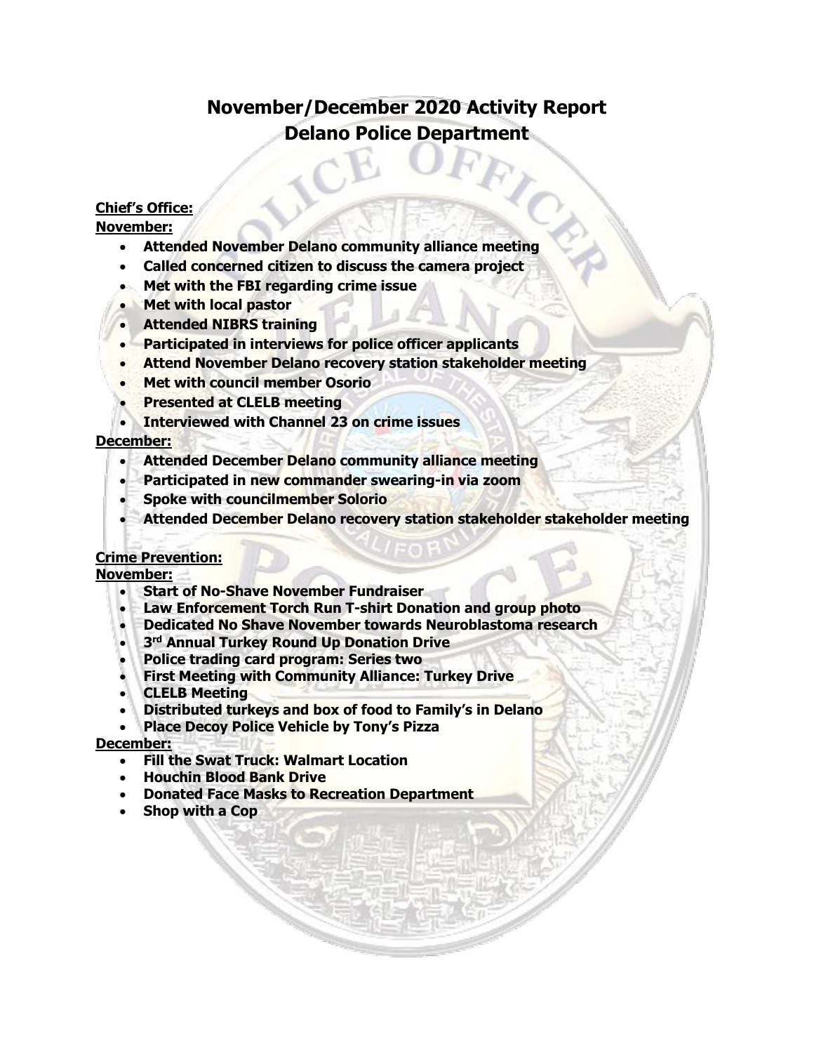# November/December 2020 Activity Report
# Delano Police Department

**Chief's Office:**

**November:**

- **Attended November Delano community alliance meeting**
- **Called concerned citizen to discuss the camera project**
- **Met with the FBI regarding crime issue**
- **Met with local pastor**
- **Attended NIBRS training**
- **Participated in interviews for police officer applicants**
- **Attend November Delano recovery station stakeholder meeting**
- **Met with council member Osorio**
- **Presented at CLELB meeting**
- **Interviewed with Channel 23 on crime issues**

**December:**

- **Attended December Delano community alliance meeting**
- **Participated in new commander swearing-in via zoom**
- **Spoke with councilmember Solorio**
- **Attended December Delano recovery station stakeholder stakeholder meeting**

**Crime Prevention:**

**November:**

- **Start of No-Shave November Fundraiser**
- **Law Enforcement Torch Run T-shirt Donation and group photo**
- **Dedicated No Shave November towards Neuroblastoma research**
- **3rd Annual Turkey Round Up Donation Drive**
- **Police trading card program: Series two**
- **First Meeting with Community Alliance: Turkey Drive**
- **CLELB Meeting**
- **Distributed turkeys and box of food to Family's in Delano**
- **Place Decoy Police Vehicle by Tony's Pizza**

**December:**

- **Fill the Swat Truck: Walmart Location**
- **Houchin Blood Bank Drive**
- **Donated Face Masks to Recreation Department**
- **Shop with a Cop**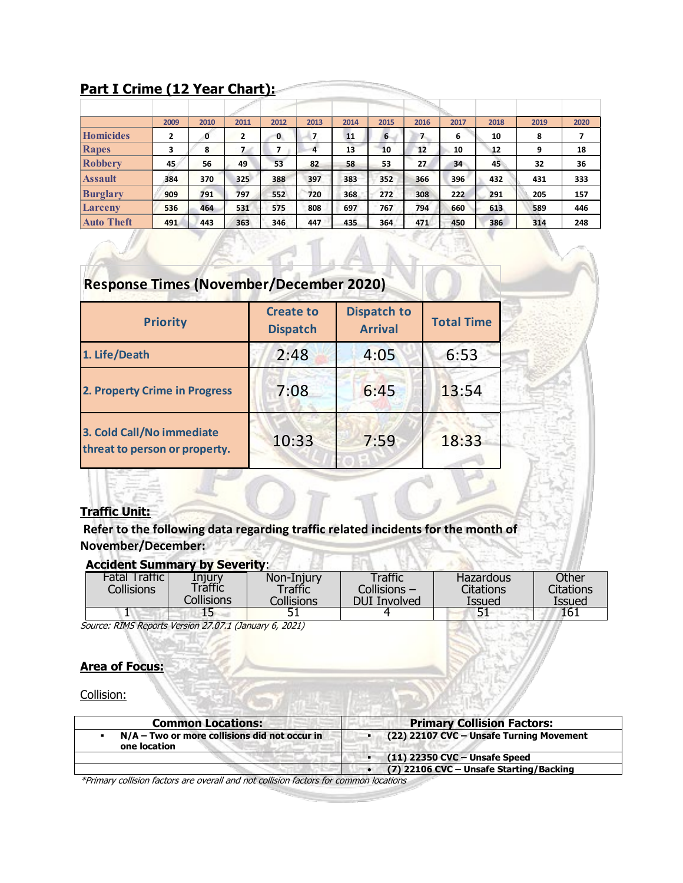## Part I Crime (12 Year Chart):

| | 2009 | 2010 | 2011 | 2012 | 2013 | 2014 | 2015 | 2016 | 2017 | 2018 | 2019 | 2020 |
|---|---|---|---|---|---|---|---|---|---|---|---|---|
| Homicides | 2 | 0 | 2 | 0 | 7 | 11 | 6 | 7 | 6 | 10 | 8 | 7 |
| Rapes | 3 | 8 | 7 | 7 | 4 | 13 | 10 | 12 | 10 | 12 | 9 | 18 |
| Robbery | 45 | 56 | 49 | 53 | 82 | 58 | 53 | 27 | 34 | 45 | 32 | 36 |
| Assault | 384 | 370 | 325 | 388 | 397 | 383 | 352 | 366 | 396 | 432 | 431 | 333 |
| Burglary | 909 | 791 | 797 | 552 | 720 | 368 | 272 | 308 | 222 | 291 | 205 | 157 |
| Larceny | 536 | 464 | 531 | 575 | 808 | 697 | 767 | 794 | 660 | 613 | 589 | 446 |
| Auto Theft | 491 | 443 | 363 | 346 | 447 | 435 | 364 | 471 | 450 | 386 | 314 | 248 |

## Response Times (November/December 2020)

| Priority | Create to Dispatch | Dispatch to Arrival | Total Time |
|---|---|---|---|
| 1. Life/Death | 2:48 | 4:05 | 6:53 |
| 2. Property Crime in Progress | 7:08 | 6:45 | 13:54 |
| 3. Cold Call/No immediate threat to person or property. | 10:33 | 7:59 | 18:33 |

## Traffic Unit:

**Refer to the following data regarding traffic related incidents for the month of November/December:**

**Accident Summary by Severity**:

| Fatal Traffic Collisions | Injury Traffic Collisions | Non-Injury Traffic Collisions | Traffic Collisions – DUI Involved | Hazardous Citations Issued | Other Citations Issued |
|---|---|---|---|---|---|
| 1 | 15 | 51 | 4 | 51 | 161 |

*Source: RIMS Reports Version 27.07.1 (January 6, 2021)*

## Area of Focus:

Collision:

| Common Locations: | Primary Collision Factors: |
|---|---|
| ▪ N/A – Two or more collisions did not occur in one location | ▪ (22) 22107 CVC – Unsafe Turning Movement |
| | ▪ (11) 22350 CVC – Unsafe Speed |
| | • (7) 22106 CVC – Unsafe Starting/Backing |

*\*Primary collision factors are overall and not collision factors for common locations*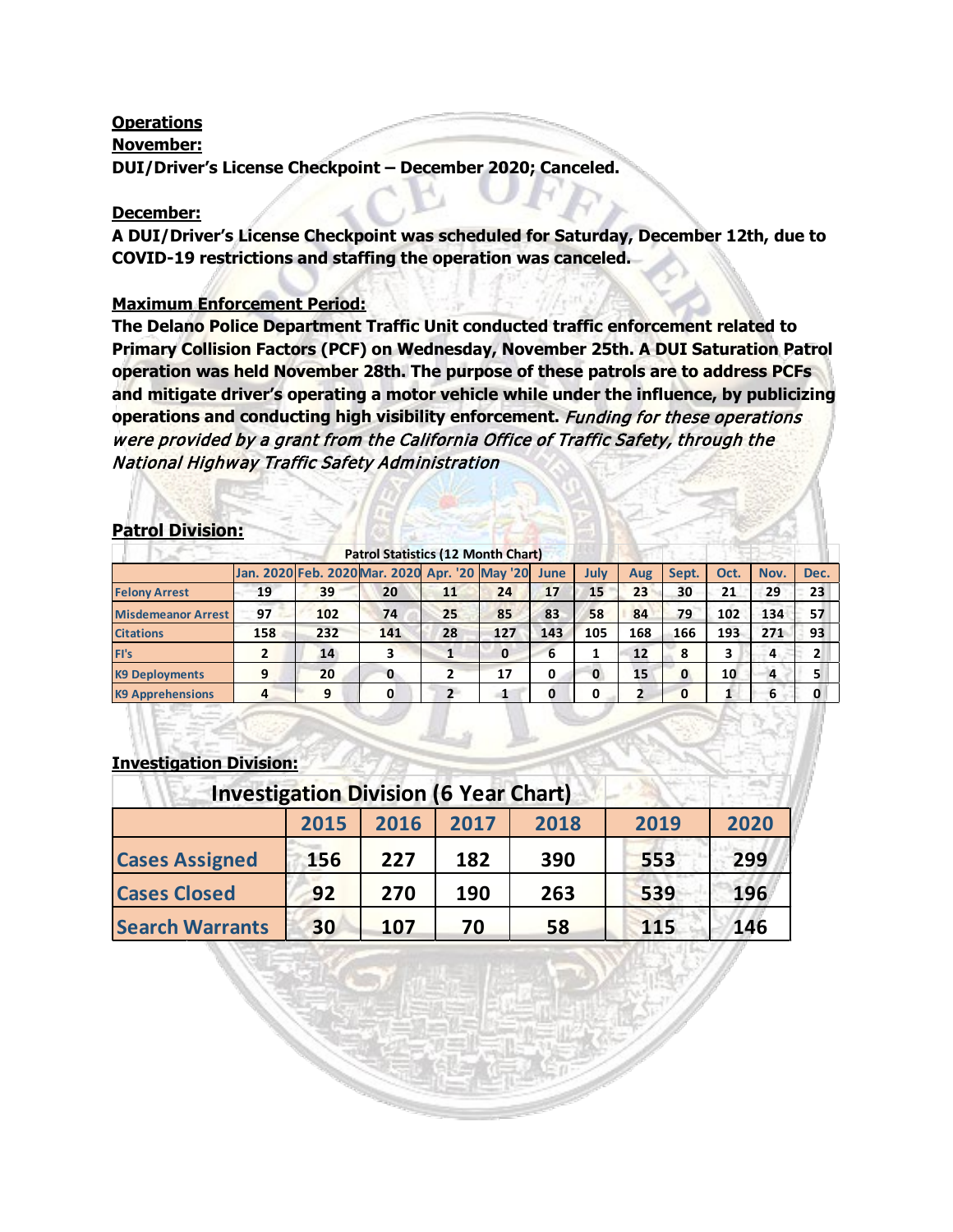**Operations**

**November:**

**DUI/Driver's License Checkpoint – December 2020; Canceled.**

**December:**

**A DUI/Driver's License Checkpoint was scheduled for Saturday, December 12th, due to COVID-19 restrictions and staffing the operation was canceled.**

**Maximum Enforcement Period:**

**The Delano Police Department Traffic Unit conducted traffic enforcement related to Primary Collision Factors (PCF) on Wednesday, November 25th. A DUI Saturation Patrol operation was held November 28th. The purpose of these patrols are to address PCFs and mitigate driver's operating a motor vehicle while under the influence, by publicizing operations and conducting high visibility enforcement.** *Funding for these operations were provided by a grant from the California Office of Traffic Safety, through the National Highway Traffic Safety Administration*

**Patrol Division:**

| Patrol Statistics (12 Month Chart) | | | | | | | | | | | | |
|---|---|---|---|---|---|---|---|---|---|---|---|---|
| | Jan. 2020 | Feb. 2020 | Mar. 2020 | Apr. '20 | May '20 | June | July | Aug | Sept. | Oct. | Nov. | Dec. |
| Felony Arrest | 19 | 39 | 20 | 11 | 24 | 17 | 15 | 23 | 30 | 21 | 29 | 23 |
| Misdemeanor Arrest | 97 | 102 | 74 | 25 | 85 | 83 | 58 | 84 | 79 | 102 | 134 | 57 |
| Citations | 158 | 232 | 141 | 28 | 127 | 143 | 105 | 168 | 166 | 193 | 271 | 93 |
| FI's | 2 | 14 | 3 | 1 | 0 | 6 | 1 | 12 | 8 | 3 | 4 | 2 |
| K9 Deployments | 9 | 20 | 0 | 2 | 17 | 0 | 0 | 15 | 0 | 10 | 4 | 5 |
| K9 Apprehensions | 4 | 9 | 0 | 2 | 1 | 0 | 0 | 2 | 0 | 1 | 6 | 0 |

**Investigation Division:**

| Investigation Division (6 Year Chart) | | | | | | |
|---|---|---|---|---|---|---|
| | 2015 | 2016 | 2017 | 2018 | 2019 | 2020 |
| Cases Assigned | 156 | 227 | 182 | 390 | 553 | 299 |
| Cases Closed | 92 | 270 | 190 | 263 | 539 | 196 |
| Search Warrants | 30 | 107 | 70 | 58 | 115 | 146 |